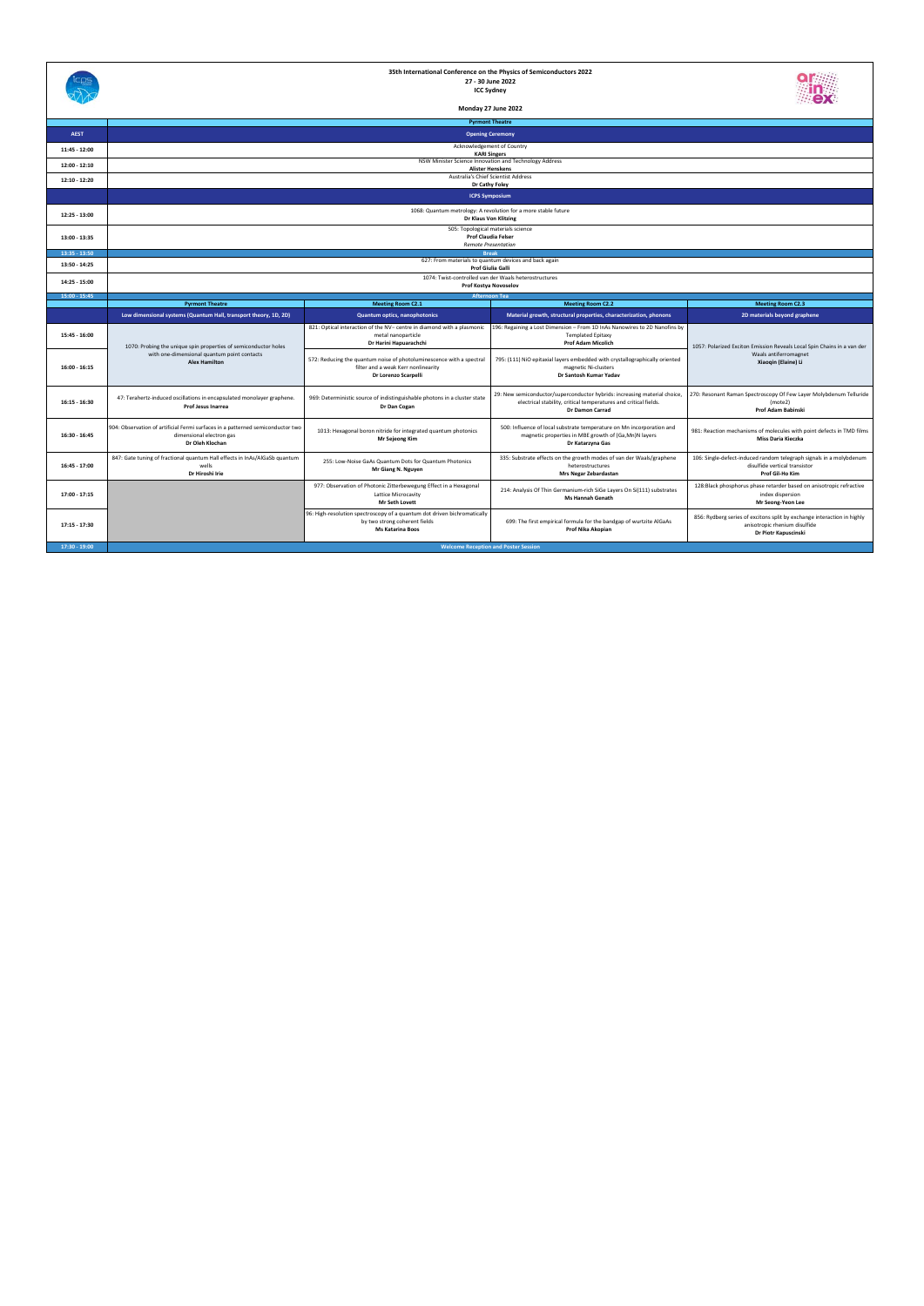# 35th International Conference on the Physics of Semiconductors 2022

**27 - 30 June 2022**

**ICC Sydney**

**Monday 27 June 2022**

| AEST | Pyrmont Theatre |
|---|---|
| | **Opening Ceremony** |
| 11:45 - 12:00 | Acknowledgement of Country<br>**KARI Singers** |
| 12:00 - 12:10 | NSW Minister Science Innovation and Technology Address<br>**Alister Henskens** |
| 12:10 - 12:20 | Australia's Chief Scientist Address<br>**Dr Cathy Foley** |
| | **ICPS Symposium** |
| 12:25 - 13:00 | 1068: Quantum metrology: A revolution for a more stable future<br>**Dr Klaus Von Klitzing** |
| 13:00 - 13:35 | 505: Topological materials science<br>**Prof Claudia Felser**<br>*Remote Presentation* |
| 13:35 - 13:50 | **Break** |
| 13:50 - 14:25 | 627: From materials to quantum devices and back again<br>**Prof Giulia Galli** |
| 14:25 - 15:00 | 1074: Twist-controlled van der Waals heterostructures<br>**Prof Kostya Novoselov** |
| 15:00 - 15:45 | **Afternoon Tea** |

| AEST | Pyrmont Theatre | Meeting Room C2.1 | Meeting Room C2.2 | Meeting Room C2.3 |
|---|---|---|---|---|
| | **Low dimensional systems (Quantum Hall, transport theory, 1D, 2D)** | **Quantum optics, nanophotonics** | **Material growth, structural properties, characterization, phonons** | **2D materials beyond graphene** |
| 15:45 - 16:00 | 1070: Probing the unique spin properties of semiconductor holes with one-dimensional quantum point contacts<br>**Alex Hamilton** | 821: Optical interaction of the NV− centre in diamond with a plasmonic metal nanoparticle<br>**Dr Harini Hapuarachchi** | 196: Regaining a Lost Dimension – From 1D InAs Nanowires to 2D Nanofins by Templated Epitaxy<br>**Prof Adam Micolich** | 1057: Polarized Exciton Emission Reveals Local Spin Chains in a van der Waals antiferromagnet<br>**Xiaoqin (Elaine) Li** |
| 16:00 - 16:15 | | 572: Reducing the quantum noise of photoluminescence with a spectral filter and a weak Kerr nonlinearity<br>**Dr Lorenzo Scarpelli** | 795: (111) NiO epitaxial layers embedded with crystallographically oriented magnetic Ni-clusters<br>**Dr Santosh Kumar Yadav** | |
| 16:15 - 16:30 | 47: Terahertz-induced oscillations in encapsulated monolayer graphene.<br>**Prof Jesus Inarrea** | 969: Deterministic source of indistinguishable photons in a cluster state<br>**Dr Dan Cogan** | 29: New semiconductor/superconductor hybrids: increasing material choice, electrical stability, critical temperatures and critical fields.<br>**Dr Damon Carrad** | 270: Resonant Raman Spectroscopy Of Few Layer Molybdenum Telluride (mote2)<br>**Prof Adam Babinski** |
| 16:30 - 16:45 | 904: Observation of artificial Fermi surfaces in a patterned semiconductor two dimensional electron gas<br>**Dr Oleh Klochan** | 1013: Hexagonal boron nitride for integrated quantum photonics<br>**Mr Sejeong Kim** | 500: Influence of local substrate temperature on Mn incorporation and magnetic properties in MBE growth of (Ga,Mn)N layers<br>**Dr Katarzyna Gas** | 981: Reaction mechanisms of molecules with point defects in TMD films<br>**Miss Daria Kieczka** |
| 16:45 - 17:00 | 847: Gate tuning of fractional quantum Hall effects in InAs/AlGaSb quantum wells<br>**Dr Hiroshi Irie** | 255: Low-Noise GaAs Quantum Dots for Quantum Photonics<br>**Mr Giang N. Nguyen** | 335: Substrate effects on the growth modes of van der Waals/graphene heterostructures<br>**Mrs Negar Zebardastan** | 106: Single-defect-induced random telegraph signals in a molybdenum disulfide vertical transistor<br>**Prof Gil-Ho Kim** |
| 17:00 - 17:15 | | 977: Observation of Photonic Zitterbewegung Effect in a Hexagonal Lattice Microcavity<br>**Mr Seth Lovett** | 214: Analysis Of Thin Germanium-rich SiGe Layers On Si(111) substrates<br>**Ms Hannah Genath** | 128:Black phosphorus phase retarder based on anisotropic refractive index dispersion<br>**Mr Seong-Yeon Lee** |
| 17:15 - 17:30 | | 96: High-resolution spectroscopy of a quantum dot driven bichromatically by two strong coherent fields<br>**Ms Katarina Boos** | 699: The first empirical formula for the bandgap of wurtzite AlGaAs<br>**Prof Nika Akopian** | 856: Rydberg series of excitons split by exchange interaction in highly anisotropic rhenium disulfide<br>**Dr Piotr Kapuscinski** |
| 17:30 - 19:00 | **Welcome Reception and Poster Session** | | | |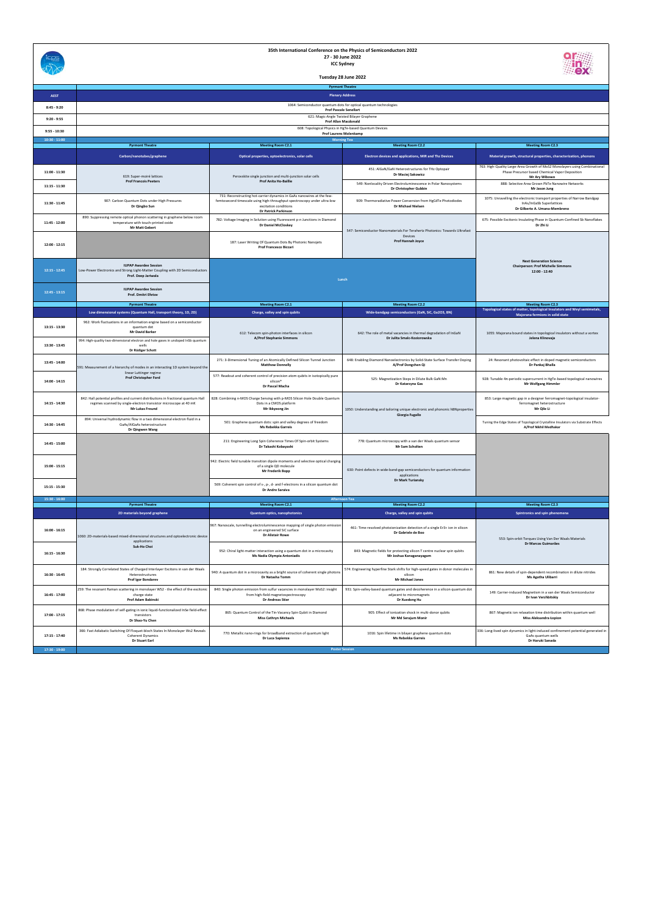# 35th International Conference on the Physics of Semiconductors 2022

**27 - 30 June 2022**

**ICC Sydney**

**Tuesday 28 June 2022**

| AEST | Pyrmont Theatre | | | |
|---|---|---|---|---|
| | **Plenary Address** | | | |
| 8:45 - 9:20 | 1064: Semiconductor quantum dots for optical quantum technologies **Prof Pascale Senellart** | | | |
| 9:20 - 9:55 | 621: Magic-Angle Twisted Bilayer Graphene **Prof Allan Macdonald** | | | |
| 9:55 - 10:30 | 608: Topological Physics in HgTe-based Quantum Devices **Prof Laurens Molenkamp** | | | |
| 10:30 - 11:00 | **Morning Tea** | | | |
| | **Pyrmont Theatre** | **Meeting Room C2.1** | **Meeting Room C2.2** | **Meeting Room C2.3** |
| | **Carbon/nanotubes/graphene** | **Optical properties, optoelectronics, solar cells** | **Electron devices and applications, MIR and Thz Devices** | **Material growth, structural properties, characterization, phonons** |
| 11:00 - 11:30 | 619: Super-moiré lattices **Prof Francois Peeters** | Perovskite single junction and multi-junction solar cells **Prof Anita Ho-Baillie** | 451: AlGaN/GaN Heterostructures for THz Optopair **Dr Maciej Sakowicz** | 763: High-Quality Large-Area Growth of MoS2 Monolayers using Combinational Phase Precursor based Chemical Vapor Deposition **Mr Ary Wibowo** |
| 11:15 - 11:30 | | | 549: Nonlocality Driven Electroluminescence in Polar Nanosystems **Dr Christopher Gubbin** | 888: Selective Area Grown PbTe Nanowire Networks **Mr Jason Jung** |
| 11:30 - 11:45 | 907: Carbon Quantum Dots under High Pressures **Dr Qingbo Sun** | 731: Reconstructing hot-carrier dynamics in GaAs nanowires at the few-femtosecond timescale using high-throughput spectroscopy under ultra-low excitation conditions **Dr Patrick Parkinson** | 909: Thermoradiative Power Conversion from HgCdTe Photodiodes **Dr Michael Nielsen** | 1075: Unravelling the electronic transport properties of Narrow Bandgap InAs/InGaSb Superlattices **Dr Gilberto A. Umana-Membreno** |
| 11:45 - 12:00 | 890: Suppressing remote optical phonon scattering in graphene below room temperature with touch-printed oxide **Mr Matt Gebert** | 782: Voltage Imaging in Solution using Fluorescent p-n Junctions in Diamond **Dr Daniel McCloskey** | 547: Semiconductor Nanomaterials For Terahertz Photonics: Towards Ultrafast Devices **Prof Hannah Joyce** | 675: Possible Excitonic Insulating Phase in Quantum-Confined Sb Nanoflakes **Dr Zhi Li** |
| 12:00 - 12:15 | | 187: Laser Writing Of Quantum Dots By Photonic Nanojets **Prof Francesco Biccari** | | Next Generation Science **Chairperson: Prof Michelle Simmons** **12:00 - 12:40** |
| 12:15 - 12:45 | **IUPAP Awardee Session** Low-Power Electronics and Strong Light-Matter Coupling with 2D Semiconductors **Prof. Deep Jariwala** | Lunch | | |
| 12:45 - 13:15 | **IUPAP Awardee Session** **Prof. Dmitri Efetov** | | | |
| | **Pyrmont Theatre** | **Meeting Room C2.1** | **Meeting Room C2.2** | **Meeting Room C2.3** |
| | **Low dimensional systems (Quantum Hall, transport theory, 1D, 2D)** | **Charge, valley and spin qubits** | **Wide-bandgap semiconductors (GaN, SiC, Ga2O3, BN)** | **Topological states of matter, topological insulators and Weyl semimetals, Majorana fermions in solid state** |
| 13:15 - 13:30 | 962: Work fluctuations in an information engine based on a semiconductor quantum dot **Mr David Barker** | 612: Telecom spin-photon interfaces in silicon **A/Prof Stephanie Simmons** | 642: The role of metal vacancies in thermal degradation of InGaN **Dr Julita Smalc-Koziorowska** | 1055: Majorana bound states in topological insulators without a vortex **Jelena Klinovaja** |
| 13:30 - 13:45 | 994: High-quality two-dimensional electron and hole gases in undoped InSb quantum wells **Dr Rüdiger Schott** | | | |
| 13:45 - 14:00 | 591: Measurement of a hierarchy of modes in an interacting 1D system beyond the linear Luttinger regime **Prof Christopher Ford** | 271: 3-Dimensional Tuning of an Atomically Defined Silicon Tunnel Junction **Matthew Donnelly** | 648: Enabling Diamond Nanoelectronics by Solid-State Surface Transfer Doping **A/Prof Dongchen Qi** | 24: Resonant photovoltaic effect in doped magnetic semiconductors **Dr Pankaj Bhalla** |
| 14:00 - 14:15 | | 577: Readout and coherent control of precision atom qubits in isotopically pure silicon* **Dr Pascal Macha** | 525: Magnetization Steps in Dilute Bulk GaN:Mn **Dr Katarzyna Gas** | 928: Tunable 4π-periodic supercurrent in HgTe-based topological nanowires **Mr Wolfgang Himmler** |
| 14:15 - 14:30 | 842: Hall potential profiles and current distributions in fractional quantum Hall regimes scanned by single-electron transistor microscope at 40 mK **Mr Lukas Freund** | 828: Combining n-MOS Charge Sensing with p-MOS Silicon Hole Double Quantum Dots in a CMOS platform **Mr Ikkyeong Jin** | 1050: Understanding and tailoring unique electronic and phononic hBN properties **Giorgia Fugallo** | 853: Large magnetic gap in a designer ferromagnet-topological insulator-ferromagnet heterostructure **Mr Qile Li** |
| 14:30 - 14:45 | 894: Universal hydrodynamic flow in a two dimensional electron fluid in a GaAs/AlGaAs heterostructure **Dr Qingwen Wang** | 501: Graphene quantum dots: spin and valley degrees of freedom **Ms Rebekka Garreis** | | Tuning the Edge States of Topological Crystalline Insulators via Substrate Effects **A/Prof Nikhil Medhekar** |
| 14:45 - 15:00 | | 211: Engineering Long Spin Coherence Times Of Spin-orbit Systems **Dr Takashi Kobayashi** | 778: Quantum microscopy with a van der Waals quantum sensor **Mr Sam Scholten** | |
| 15:00 - 15:15 | | 942: Electric field tunable transition dipole moments and selective optical charging of a single QD molecule **Mr Frederik Bopp** | 630: Point defects in wide-band-gap semiconductors for quantum information applications **Dr Mark Turiansky** | |
| 15:15 - 15:30 | | 569: Coherent spin control of s-, p-, d- and f-electrons in a silicon quantum dot **Dr Andre Saraiva** | | |
| 15:30 - 16:00 | **Afternoon Tea** | | | |
| | **Pyrmont Theatre** | **Meeting Room C2.1** | **Meeting Room C2.2** | **Meeting Room C2.3** |
| | **2D materials beyond graphene** | **Quantum optics, nanophotonics** | **Charge, valley and spin qubits** | **Spintronics and spin phenomena** |
| 16:00 - 16:15 | 1060: 2D-materials-based mixed-dimensional structures and optoelectronic device applications **Suk-Ho Choi** | 967: Nanoscale, tunnelling electroluminescence mapping of single photon emission on an engineered SiC surface **Dr Alistair Rowe** | 461: Time-resolved photoionization detection of a single Er3+ ion in silicon **Dr Gabriele de Boo** | 553: Spin-orbit Torques Using Van Der Waals Materials **Dr Marcos Guimarães** |
| 16:15 - 16:30 | | 952: Chiral light-matter interaction using a quantum dot in a microcavity **Ms Nadia Olympia Antoniadis** | 843: Magnetic fields for protecting silicon T centre nuclear spin qubits **Mr Joshua Kanaganayagam** | |
| 16:30 - 16:45 | 184: Strongly Correlated States of Charged Interlayer Excitons in van der Waals Heterostructures **Prof Igor Bondarev** | 940: A quantum dot in a microcavity as a bright source of coherent single photons **Dr Natasha Tomm** | 574: Engineering hyperfine Stark shifts for high-speed gates in donor molecules in silicon **Mr Michael Jones** | 861: New details of spin-dependent recombination in dilute nitrides **Ms Agatha Ulibarri** |
| 16:45 - 17:00 | 259: The resonant Raman scattering in monolayer WS2 - the effect of the excitonic charge state **Prof Adam Babinski** | 840: Single photon emission from sulfur vacancies in monolayer MoS2: insight from high-field magnetospectroscopy **Dr Andreas Stier** | 931: Spin-valley-based quantum gates and decoherence in a silicon quantum dot adjacent to micromagnets **Dr Xuedong Hu** | 149: Carrier-induced Magnetism in a van der Waals Semiconductor **Dr Ivan Verzhbitskiy** |
| 17:00 - 17:15 | 868: Phase modulation of self-gating in ionic liquid-functionalized InSe field-effect transistors **Dr Shao-Yu Chen** | 865: Quantum Control of the Tin-Vacancy Spin Qubit in Diamond **Miss Cathryn Michaels** | 905: Effect of ionization shock in multi-donor qubits **Mr Md Serajum Monir** | 867: Magnetic ion relaxation time distribution within quantum well **Miss Aleksandra Łopion** |
| 17:15 - 17:40 | 366: Fast Adiabatic Switching Of Floquet-bloch States In Monolayer Ws2 Reveals Coherent Dynamics **Dr Stuart Earl** | 770: Metallic nano-rings for broadband extraction of quantum light **Dr Luca Sapienza** | 1016: Spin lifetime in bilayer graphene quantum dots **Ms Rebekka Garreis** | 336: Long-lived spin dynamics in light-induced confinement potential generated in GaAs quantum wells **Dr Haruki Sanada** |
| 17:30 - 19:00 | **Poster Session** | | | |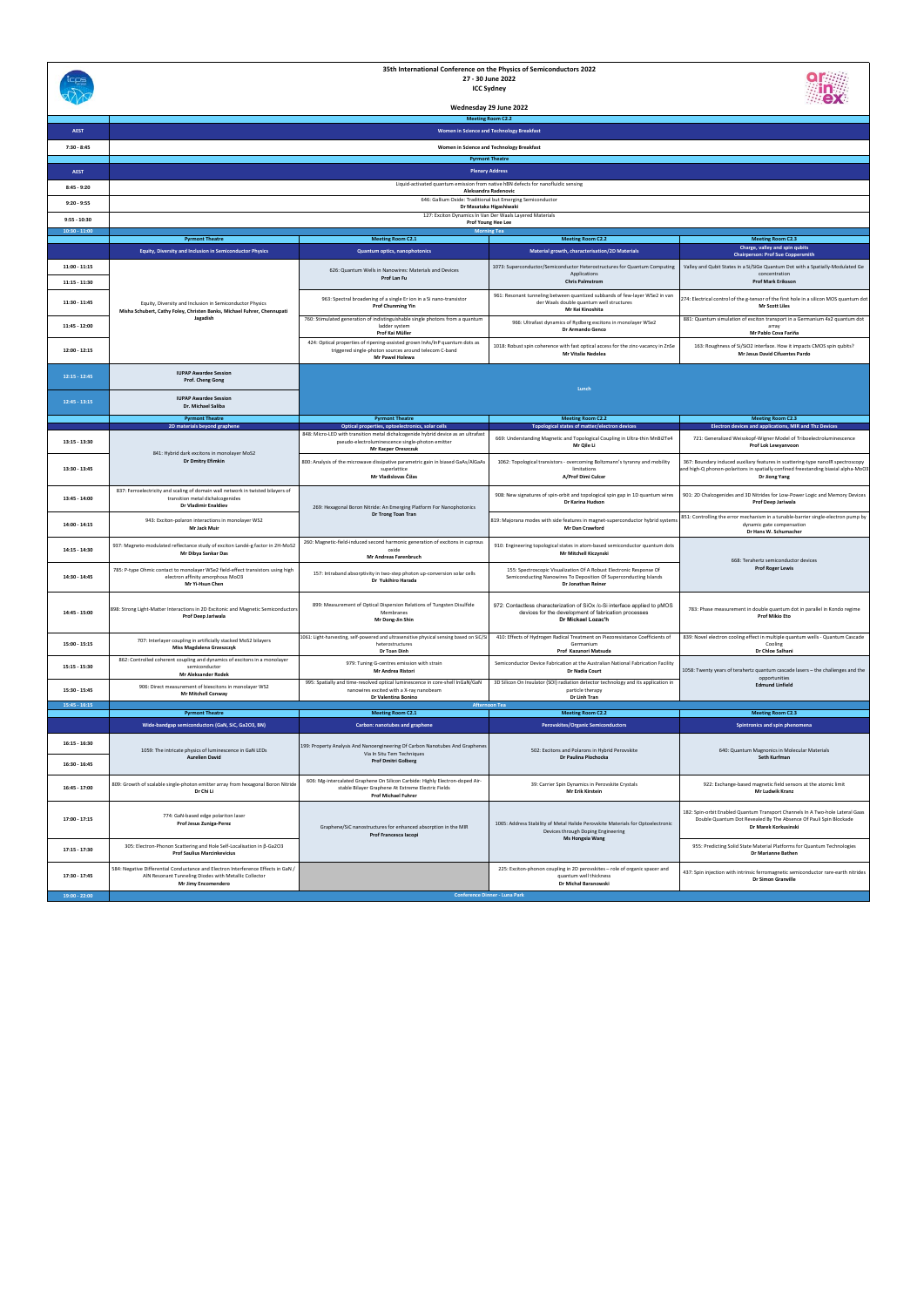# 35th International Conference on the Physics of Semiconductors 2022

27 - 30 June 2022

ICC Sydney

## Wednesday 29 June 2022

| AEST | Meeting Room C2.2 |
|---|---|
| AEST | **Women in Science and Technology Breakfast** |
| 7:30 - 8:45 | Women in Science and Technology Breakfast |

| AEST | Pyrmont Theatre |
|---|---|
| AEST | **Plenary Address** |
| 8:45 - 9:20 | Liquid-activated quantum emission from native hBN defects for nanofluidic sensing<br>**Aleksandra Radenovic** |
| 9:20 - 9:55 | 646: Gallium Oxide: Traditional but Emerging Semiconductor<br>**Dr Masataka Higashiwaki** |
| 9:55 - 10:30 | 127: Exciton Dynamics in Van Der Waals Layered Materials<br>**Prof Young Hee Lee** |
| 10:30 - 11:00 | Morning Tea |

| | Pyrmont Theatre | Meeting Room C2.1 | Meeting Room C2.2 | Meeting Room C2.3 |
|---|---|---|---|---|
| | **Equity, Diversity and Inclusion in Semiconductor Physics** | **Quantum optics, nanophotonics** | **Material growth, characterisation/2D Materials** | **Charge, valley and spin qubits**<br>**Chairperson: Prof Sue Coppersmith** |
| 11:00 - 11:15 | Equity, Diversity and Inclusion in Semiconductor Physics<br>**Misha Schubert, Cathy Foley, Christen Banks, Michael Fuhrer, Chennupati Jagadish** | 626: Quantum Wells in Nanowires: Materials and Devices<br>**Prof Lan Fu** | 1073: Superconductor/Semiconductor Heterostructures for Quantum Computing Applications<br>**Chris Palmstrom** | Valley and Qubit States in a Si/SiGe Quantum Dot with a Spatially-Modulated Ge concentration<br>**Prof Mark Eriksson** |
| 11:15 - 11:30 | | | | |
| 11:30 - 11:45 | | 963: Spectral broadening of a single Er ion in a Si nano-transistor<br>**Prof Chunming Yin** | 961: Resonant tunneling between quantized subbands of few-layer WSe2 in van der Waals double quantum well structures<br>**Mr Kei Kinoshita** | 274: Electrical control of the g-tensor of the first hole in a silicon MOS quantum dot<br>**Mr Scott Liles** |
| 11:45 - 12:00 | | 760: Stimulated generation of indistinguishable single photons from a quantum ladder system<br>**Prof Kai Müller** | 966: Ultrafast dynamics of Rydberg excitons in monolayer WSe2<br>**Dr Armando Genco** | 881: Quantum simulation of exciton transport in a Germanium 4x2 quantum dot array<br>**Mr Pablo Cova Fariña** |
| 12:00 - 12:15 | | 424: Optical properties of ripening-assisted grown InAs/InP quantum dots as triggered single-photon sources around telecom C-band<br>**Mr Paweł Holewa** | 1018: Robust spin coherence with fast optical access for the zinc-vacancy in ZnSe<br>**Mr Vitalie Nedelea** | 163: Roughness of Si/SiO2 interface. How it impacts CMOS spin qubits?<br>**Mr Jesus David Cifuentes Pardo** |
| 12:15 - 12:45 | **IUPAP Awardee Session**<br>**Prof. Cheng Gong** | Lunch | | |
| 12:45 - 13:15 | **IUPAP Awardee Session**<br>**Dr. Michael Saliba** | | | |

| | Pyrmont Theatre | Pyrmont Theatre | Meeting Room C2.2 | Meeting Room C2.3 |
|---|---|---|---|---|
| | **2D materials beyond graphene** | **Optical properties, optoelectronics, solar cells** | **Topological states of matter/electron devices** | **Electron devices and applications, MIR and THz Devices** |
| 13:15 - 13:30 | 841: Hybrid dark excitons in monolayer MoS2<br>**Dr Dmitry Efimkin** | 848: Micro-LED with transition metal dichalcogenide hybrid device as an ultrafast pseudo-electroluminescence single-photon emitter<br>**Mr Kacper Oreszczuk** | 669: Understanding Magnetic and Topological Coupling in Ultra-thin MnBi2Te4<br>**Mr Qile Li** | 721: Generalized Weisskopf-Wigner Model of Triboelectroluminescence<br>**Prof Lok Lewyanvoon** |
| 13:30 - 13:45 | | 800: Analysis of the microwave dissipative parametric gain in biased GaAs/AlGaAs superlattice<br>**Mr Vladislovas Čižas** | 1062: Topological transistors - overcoming Boltzmann's tyranny and mobility limitations<br>**A/Prof Dimi Culcer** | 367: Boundary induced auxiliary features in scattering-type nanoIR spectroscopy and high-Q phonon-polaritons in spatially confined freestanding biaxial alpha-MoO3<br>**Dr Jiong Yang** |
| 13:45 - 14:00 | 837: Ferroelectricity and scaling of domain wall network in twisted bilayers of transition metal dichalcogenides<br>**Dr Vladimir Enaldiev** | 269: Hexagonal Boron Nitride: An Emerging Platform For Nanophotonics<br>**Dr Trong Toan Tran** | 908: New signatures of spin-orbit and topological spin gap in 1D quantum wires<br>**Dr Karina Hudson** | 901: 2D Chalcogenides and 3D Nitrides for Low-Power Logic and Memory Devices<br>**Prof Deep Jariwala** |
| 14:00 - 14:15 | 943: Exciton-polaron interactions in monolayer WS2<br>**Mr Jack Muir** | | 819: Majorana modes with side features in magnet-superconductor hybrid systems<br>**Mr Dan Crawford** | 851: Controlling the error mechanism in a tunable-barrier single-electron pump by dynamic gate compensation<br>**Dr Hans W. Schumacher** |
| 14:15 - 14:30 | 937: Magneto-modulated reflectance study of exciton Landé-g factor in 2H-MoS2<br>**Mr Dibya Sankar Das** | 260: Magnetic-field-induced second harmonic generation of excitons in cuprous oxide<br>**Mr Andreas Farenbruch** | 910: Engineering topological states in atom-based semiconductor quantum dots<br>**Mr Mitchell Kiczynski** | 668: Terahertz semiconductor devices<br>**Prof Roger Lewis** |
| 14:30 - 14:45 | 785: P-type Ohmic contact to monolayer WSe2 field-effect transistors using high electron affinity amorphous MoO3<br>**Mr Yi-Hsun Chen** | 157: Intraband absorptivity in two-step photon up-conversion solar cells<br>**Dr Yukihiro Harada** | 155: Spectroscopic Visualization Of A Robust Electronic Response Of Semiconducting Nanowires To Deposition Of Superconducting Islands<br>**Dr Jonathan Reiner** | |
| 14:45 - 15:00 | 898: Strong Light-Matter Interactions in 2D Excitonic and Magnetic Semiconductors<br>**Prof Deep Jariwala** | 899: Measurement of Optical Dispersion Relations of Tungsten Disulfide Membranes<br>**Mr Dong-Jin Shin** | 972: Contactless characterization of SiOx /c-Si interface applied to pMOS devices for the development of fabrication processes<br>**Dr Mickael Lozac'h** | 783: Phase measurement in double quantum dot in parallel in Kondo regime<br>**Prof Mikio Eto** |
| 15:00 - 15:15 | 707: Interlayer coupling in artificially stacked MoS2 bilayers<br>**Miss Magdalena Grzeszczyk** | 1061: Light-harvesting, self-powered and ultrasensitive physical sensing based on SiC/Si heterostructures<br>**Dr Toan Dinh** | 410: Effects of Hydrogen Radical Treatment on Piezoresistance Coefficients of Germanium<br>**Prof Kazunori Matsuda** | 839: Novel electron cooling effect in multiple quantum wells - Quantum Cascade Cooling<br>**Dr Chloe Salhani** |
| 15:15 - 15:30 | 862: Controlled coherent coupling and dynamics of excitons in a monolayer semiconductor<br>**Mr Aleksander Rodek** | 979: Tuning G-centres emission with strain<br>**Mr Andrea Ristori** | Semiconductor Device Fabrication at the Australian National Fabrication Facility<br>**Dr Nadia Court** | 1058: Twenty years of terahertz quantum cascade lasers – the challenges and the opportunities<br>**Edmund Linfield** |
| 15:30 - 15:45 | 906: Direct measurement of biexcitons in monolayer WS2<br>**Mr Mitchell Conway** | 995: Spatially and time-resolved optical luminescence in core-shell InGaN/GaN nanowires excited with a X-ray nanobeam<br>**Dr Valentina Bonino** | 3D Silicon On Insulator (SOI) radiation detector technology and its application in particle therapy<br>**Dr Linh Tran** | |
| 15:45 - 16:15 | Afternoon Tea | | | |

| | Pyrmont Theatre | Meeting Room C2.1 | Meeting Room C2.2 | Meeting Room C2.3 |
|---|---|---|---|---|
| | **Wide-bandgap semiconductors (GaN, SiC, Ga2O3, BN)** | **Carbon: nanotubes and graphene** | **Perovskites/Organic Semiconductors** | **Spintronics and spin phenomena** |
| 16:15 - 16:30 | 1059: The intricate physics of luminescence in GaN LEDs<br>**Aurelien David** | 199: Property Analysis And Nanoengineering Of Carbon Nanotubes And Graphenes Via In Situ Tem Techniques<br>**Prof Dmitri Golberg** | 502: Excitons and Polarons in Hybrid Perovskite<br>**Dr Paulina Plochocka** | 640: Quantum Magnonics in Molecular Materials<br>**Seth Kurfman** |
| 16:30 - 16:45 | | | | |
| 16:45 - 17:00 | 809: Growth of scalable single-photon emitter array from hexagonal Boron Nitride<br>**Dr Chi Li** | 606: Mg-intercalated Graphene On Silicon Carbide: Highly Electron-doped Air-stable Bilayer Graphene At Extreme Electric Fields<br>**Prof Michael Fuhrer** | 39: Carrier Spin Dynamics in Perovskite Crystals<br>**Mr Erik Kirstein** | 922: Exchange-based magnetic field sensors at the atomic limit<br>**Mr Ludwik Kranz** |
| 17:00 - 17:15 | 774: GaN-based edge polariton laser<br>**Prof Jesus Zuniga-Perez** | Graphene/SiC nanostructures for enhanced absorption in the MIR<br>**Prof Francesca Iacopi** | 1065: Address Stability of Metal Halide Perovskite Materials for Optoelectronic Devices through Doping Engineering<br>**Ms Hongxia Wang** | 182: Spin-orbit Enabled Quantum Transport Channels In A Two-hole Lateral Gaas Double Quantum Dot Revealed By The Absence Of Pauli Spin Blockade<br>**Dr Marek Korkusinski** |
| 17:15 - 17:30 | 305: Electron-Phonon Scattering and Hole Self-Localisation in β-Ga2O3<br>**Prof Saulius Marcinkevicius** | | | 955: Predicting Solid State Material Platforms for Quantum Technologies<br>**Dr Marianne Bathen** |
| 17:30 - 17:45 | 584: Negative Differential Conductance and Electron Interference Effects in GaN / AlN Resonant Tunneling Diodes with Metallic Collector<br>**Mr Jimy Encomendero** | | 225: Exciton-phonon coupling in 2D perovskites – role of organic spacer and quantum well thickness<br>**Dr Michal Baranowski** | 437: Spin injection with intrinsic ferromagnetic semiconductor rare-earth nitrides<br>**Dr Simon Granville** |
| 19:00 - 22:00 | Conference Dinner - Luna Park | | | |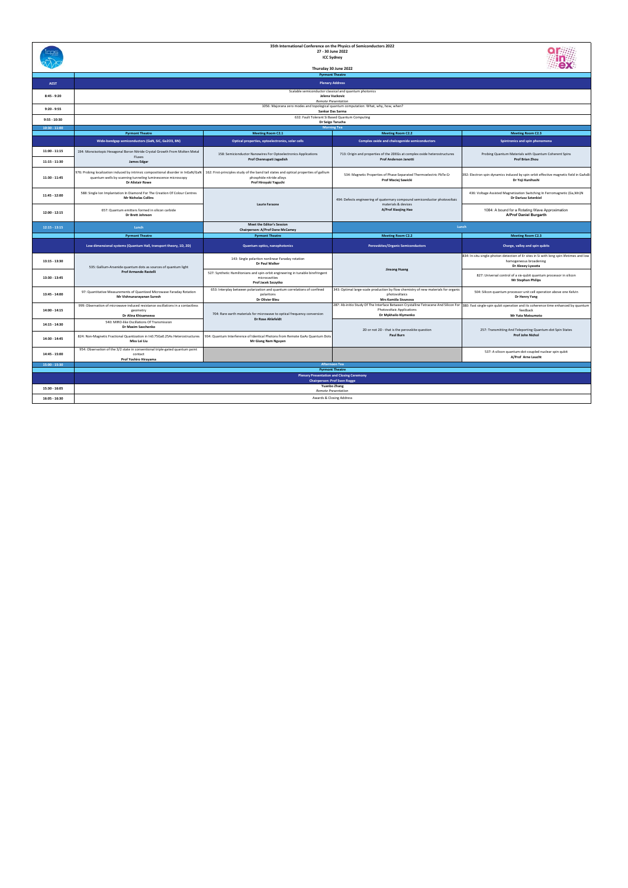# 35th International Conference on the Physics of Semiconductors 2022

27 - 30 June 2022

ICC Sydney

## Thursday 30 June 2022

| AEST | Pyrmont Theatre | | | |
|---|---|---|---|---|
| | **Plenary Address** | | | |
| 8:45 - 9:20 | Scalable semiconductor classical and quantum photonics<br>**Jelena Vuckovic**<br>*Remote Presentation* | | | |
| 9:20 - 9:55 | 1056: Majorana zero modes and topological quantum computation: What, why, how, when?<br>**Sankar Das Sarma** | | | |
| 9:55 - 10:30 | 632: Fault Tolerant Si Based Quantum Computing<br>**Dr Seigo Tarucha** | | | |
| 10:30 - 11:00 | Morning Tea | | | |
| | **Pyrmont Theatre** | **Meeting Room C2.1** | **Meeting Room C2.2** | **Meeting Room C2.3** |
| | **Wide-bandgap semiconductors (GaN, SiC, Ga2O3, BN)** | **Optical properties, optoelectronics, solar cells** | **Complex oxide and chalcogenide semiconductors** | **Spintronics and spin phenomena** |
| 11:00 - 11:15 | 194: Monoisotopic Hexagonal Boron Nitride Crystal Growth From Molten Metal Fluxes<br>**James Edgar** | 158: Semiconductor Nanowires For Optoelectronics Applications<br>**Prof Chennupati Jagadish** | 713: Origin and properties of the 2DEGs at complex oxide heterostructures<br>**Prof Anderson Janotti** | Probing Quantum Materials with Quantum Coherent Spins<br>**Prof Brian Zhou** |
| 11:15 - 11:30 | | | | |
| 11:30 - 11:45 | 976: Probing localization induced by intrinsic compositional disorder in InGaN/GaN quantum wells by scanning tunneling luminescence microscopy<br>**Dr Alistair Rowe** | 162: First-principles study of the band tail states and optical properties of gallium phosphide nitride alloys<br>**Prof Hiroyuki Yaguchi** | 534: Magnetic Properties of Phase-Separated Thermoelectric PbTe:Cr<br>**Prof Maciej Sawicki** | 392: Electron spin dynamics induced by spin-orbit effective magnetic field in GaAsBi<br>**Dr Yoji Kunihashi** |
| 11:45 - 12:00 | 588: Single Ion Implantation In Diamond For The Creation Of Colour Centres<br>**Mr Nicholas Collins** | **Laurie Faraone** | 494: Defects engineering of quaternary compound semiconductor photovoltaic materials & devices<br>**A/Prof Xiaojing Hao** | 436: Voltage Assisted Magnetization Switching In Ferromagnetic (Ga,Mn)N<br>**Dr Dariusz Sztenkiel** |
| 12:00 - 12:15 | 657: Quantum emitters formed in silicon carbide<br>**Dr Brett Johnson** | | | 1084: A bound for a Rotating Wave Approximation<br>**A/Prof Daniel Burgarth** |
| 12:15 - 13:15 | Lunch | **Meet the Editor's Session**<br>**Chairperson: A/Prof Dane McCamey** | Lunch | |
| | **Pyrmont Theatre** | **Pyrmont Theatre** | **Meeting Room C2.2** | **Meeting Room C2.3** |
| | **Low dimensional systems (Quantum Hall, transport theory, 1D, 2D)** | **Quantum optics, nanophotonics** | **Perovskites/Organic Semiconductors** | **Charge, valley and spin qubits** |
| 13:15 - 13:30 | 535: Gallium-Arsenide quantum dots as sources of quantum light<br>**Prof Armando Rastelli** | 143: Single polariton nonlinear Faraday rotation<br>**Dr Paul Walker** | **Jinsong Huang** | 834: In-situ single-photon detection of Er sites in Si with long spin lifetimes and low homogeneous broadening<br>**Dr Alexey Lyasota** |
| 13:30 - 13:45 | | 527: Synthetic Hamiltonians and spin-orbit engineering in tunable birefringent microcavities<br>**Prof Jacek Szczytko** | | 827: Universal control of a six-qubit quantum processor in silicon<br>**Mr Stephan Philips** |
| 13:45 - 14:00 | 97: Quantitative Measurements of Quantized Microwave Faraday Rotation<br>**Mr Vishnunarayanan Suresh** | 653: Interplay between polarization and quantum correlations of confined polaritons<br>**Dr Olivier Bleu** | 343: Optimal large-scale production by flow chemistry of new materials for organic photovoltaics<br>**Mrs Kamilla Sivunova** | 504: Silicon quantum processor unit cell operation above one Kelvin<br>**Dr Henry Yang** |
| 14:00 - 14:15 | 999: Observation of microwave-induced resistance oscillations in a contactless geometry<br>**Dr Alina Khisameeva** | 704: Rare earth materials for microwave to optical frequency conversion<br>**Dr Rose Ahlefeldt** | 287: Ab-initio Study Of The Interface Between Crystalline Tetracene And Silicon For Photovoltaic Applications<br>**Dr Mykhailo Klymenko** | 380: Fast single-spin qubit operation and its coherence time enhanced by quantum feedback<br>**Mr Yuta Matsumoto** |
| 14:15 - 14:30 | 540: MIRO-like Oscillations Of Transmission<br>**Dr Maxim Savchenko** | | 2D or not 2D - that is the perovskite question<br>**Paul Burn** | 257: Transmitting And Teleporting Quantum-dot Spin States<br>**Prof John Nichol** |
| 14:30 - 14:45 | 824: Non-Magnetic Fractional Quantization in In0.75Ga0.25As Heterostructures<br>**Miss Lei Liu** | 934: Quantum Interference of Identical Photons from Remote GaAs Quantum Dots<br>**Mr Giang Nam Nguyen** | | |
| 14:45 - 15:00 | 954: Observation of the 3/2 state in conventional triple-gated quantum point contact<br>**Prof Yoshiro Hirayama** | | | 537: A silicon quantum-dot-coupled nuclear spin qubit<br>**A/Prof Arne Laucht** |
| 15:00 - 15:30 | Afternoon Tea | | | |
| | **Pyrmont Theatre** | | | |
| | **Plenary Presentation and Closing Ceremony**<br>**Chairperson: Prof Sven Rogge** | | | |
| 15:30 - 16:05 | **Yuanbo Zhang**<br>*Remote Presentation* | | | |
| 16:05 - 16:30 | Awards & Closing Address | | | |